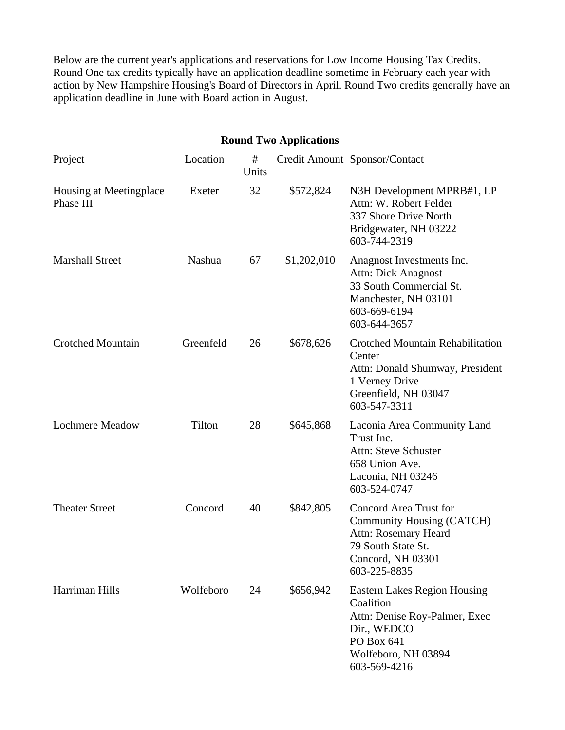Below are the current year's applications and reservations for Low Income Housing Tax Credits. Round One tax credits typically have an application deadline sometime in February each year with action by New Hampshire Housing's Board of Directors in April. Round Two credits generally have an application deadline in June with Board action in August.

## Round Two Applications

| Project | Location | # Units | Credit Amount | Sponsor/Contact |
|---|---|---|---|---|
| Housing at Meetingplace Phase III | Exeter | 32 | $572,824 | N3H Development MPRB#1, LP<br>Attn: W. Robert Felder<br>337 Shore Drive North<br>Bridgewater, NH 03222<br>603-744-2319 |
| Marshall Street | Nashua | 67 | $1,202,010 | Anagnost Investments Inc.<br>Attn: Dick Anagnost<br>33 South Commercial St.<br>Manchester, NH 03101<br>603-669-6194<br>603-644-3657 |
| Crotched Mountain | Greenfeld | 26 | $678,626 | Crotched Mountain Rehabilitation Center<br>Attn: Donald Shumway, President<br>1 Verney Drive<br>Greenfield, NH 03047<br>603-547-3311 |
| Lochmere Meadow | Tilton | 28 | $645,868 | Laconia Area Community Land Trust Inc.<br>Attn: Steve Schuster<br>658 Union Ave.<br>Laconia, NH 03246<br>603-524-0747 |
| Theater Street | Concord | 40 | $842,805 | Concord Area Trust for Community Housing (CATCH)<br>Attn: Rosemary Heard<br>79 South State St.<br>Concord, NH 03301<br>603-225-8835 |
| Harriman Hills | Wolfeboro | 24 | $656,942 | Eastern Lakes Region Housing Coalition<br>Attn: Denise Roy-Palmer, Exec Dir., WEDCO<br>PO Box 641<br>Wolfeboro, NH 03894<br>603-569-4216 |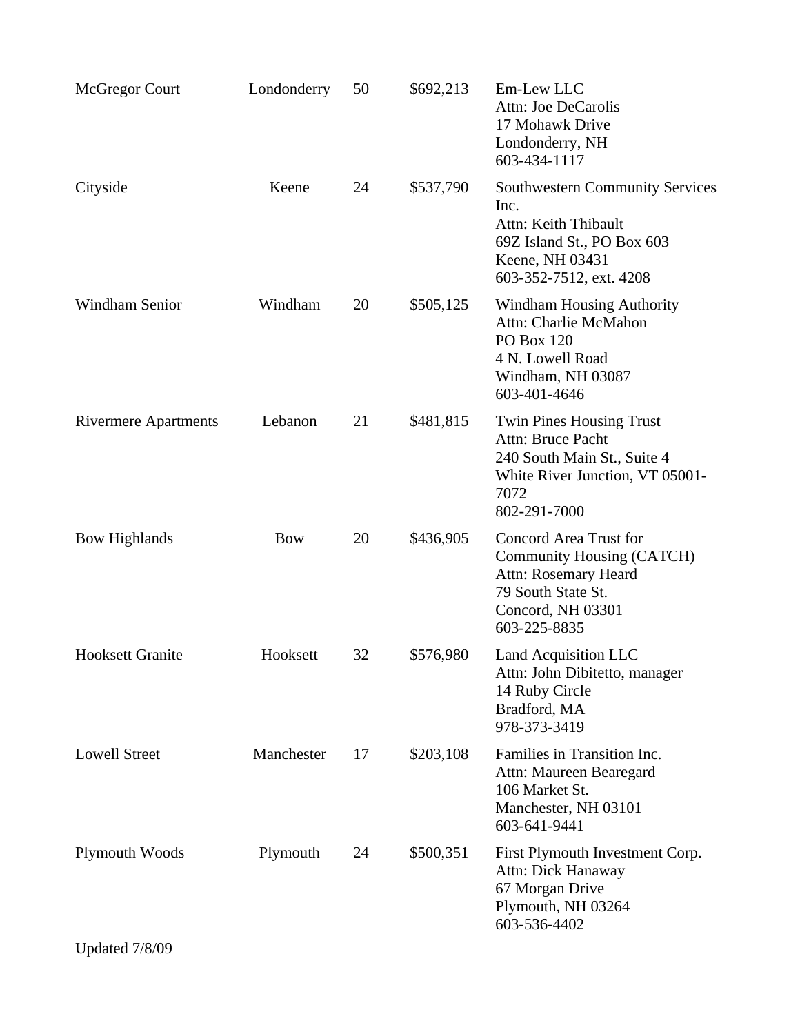| | | | | |
|---|---|---|---|---|
| McGregor Court | Londonderry | 50 | $692,213 | Em-Lew LLC<br>Attn: Joe DeCarolis<br>17 Mohawk Drive<br>Londonderry, NH<br>603-434-1117 |
| Cityside | Keene | 24 | $537,790 | Southwestern Community Services Inc.<br>Attn: Keith Thibault<br>69Z Island St., PO Box 603<br>Keene, NH 03431<br>603-352-7512, ext. 4208 |
| Windham Senior | Windham | 20 | $505,125 | Windham Housing Authority<br>Attn: Charlie McMahon<br>PO Box 120<br>4 N. Lowell Road<br>Windham, NH 03087<br>603-401-4646 |
| Rivermere Apartments | Lebanon | 21 | $481,815 | Twin Pines Housing Trust<br>Attn: Bruce Pacht<br>240 South Main St., Suite 4<br>White River Junction, VT 05001-7072<br>802-291-7000 |
| Bow Highlands | Bow | 20 | $436,905 | Concord Area Trust for Community Housing (CATCH)<br>Attn: Rosemary Heard<br>79 South State St.<br>Concord, NH 03301<br>603-225-8835 |
| Hooksett Granite | Hooksett | 32 | $576,980 | Land Acquisition LLC<br>Attn: John Dibitetto, manager<br>14 Ruby Circle<br>Bradford, MA<br>978-373-3419 |
| Lowell Street | Manchester | 17 | $203,108 | Families in Transition Inc.<br>Attn: Maureen Bearegard<br>106 Market St.<br>Manchester, NH 03101<br>603-641-9441 |
| Plymouth Woods | Plymouth | 24 | $500,351 | First Plymouth Investment Corp.<br>Attn: Dick Hanaway<br>67 Morgan Drive<br>Plymouth, NH 03264<br>603-536-4402 |

Updated 7/8/09